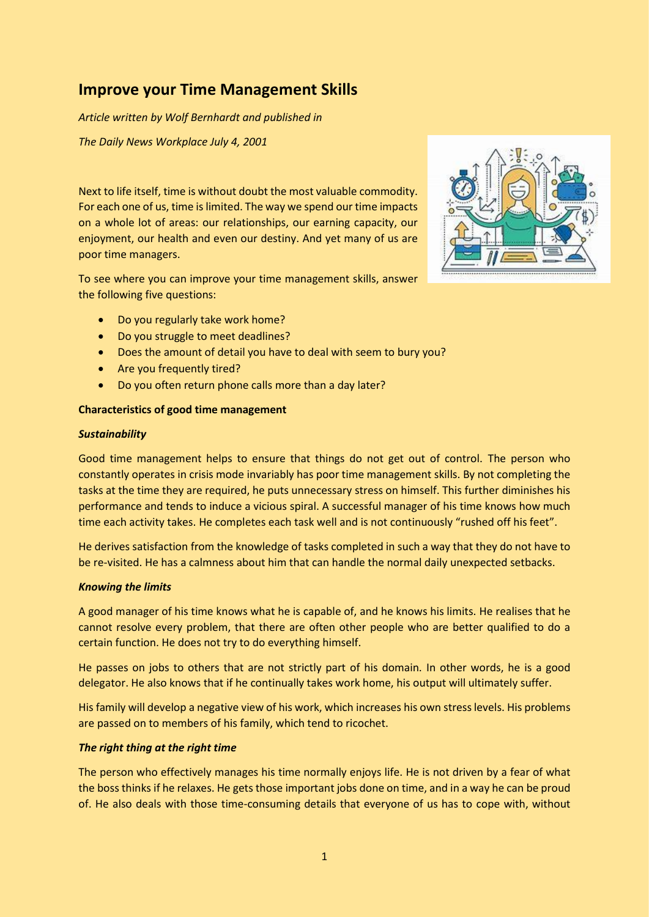# Improve your Time Management Skills

*Article written by Wolf Bernhardt and published in*

*The Daily News Workplace July 4, 2001*

Next to life itself, time is without doubt the most valuable commodity. For each one of us, time is limited. The way we spend our time impacts on a whole lot of areas: our relationships, our earning capacity, our enjoyment, our health and even our destiny. And yet many of us are poor time managers.

To see where you can improve your time management skills, answer the following five questions:

- Do you regularly take work home?
- Do you struggle to meet deadlines?
- Does the amount of detail you have to deal with seem to bury you?
- Are you frequently tired?
- Do you often return phone calls more than a day later?

**Characteristics of good time management**

***Sustainability***

Good time management helps to ensure that things do not get out of control. The person who constantly operates in crisis mode invariably has poor time management skills. By not completing the tasks at the time they are required, he puts unnecessary stress on himself. This further diminishes his performance and tends to induce a vicious spiral. A successful manager of his time knows how much time each activity takes. He completes each task well and is not continuously "rushed off his feet".

He derives satisfaction from the knowledge of tasks completed in such a way that they do not have to be re-visited. He has a calmness about him that can handle the normal daily unexpected setbacks.

***Knowing the limits***

A good manager of his time knows what he is capable of, and he knows his limits. He realises that he cannot resolve every problem, that there are often other people who are better qualified to do a certain function. He does not try to do everything himself.

He passes on jobs to others that are not strictly part of his domain. In other words, he is a good delegator. He also knows that if he continually takes work home, his output will ultimately suffer.

His family will develop a negative view of his work, which increases his own stress levels. His problems are passed on to members of his family, which tend to ricochet.

***The right thing at the right time***

The person who effectively manages his time normally enjoys life. He is not driven by a fear of what the boss thinks if he relaxes. He gets those important jobs done on time, and in a way he can be proud of. He also deals with those time-consuming details that everyone of us has to cope with, without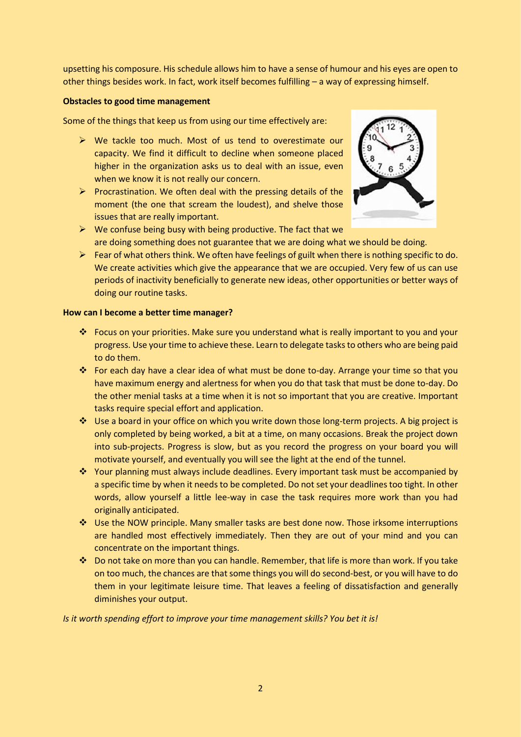upsetting his composure. His schedule allows him to have a sense of humour and his eyes are open to other things besides work. In fact, work itself becomes fulfilling – a way of expressing himself.

**Obstacles to good time management**

Some of the things that keep us from using our time effectively are:

- We tackle too much. Most of us tend to overestimate our capacity. We find it difficult to decline when someone placed higher in the organization asks us to deal with an issue, even when we know it is not really our concern.
- Procrastination. We often deal with the pressing details of the moment (the one that scream the loudest), and shelve those issues that are really important.
- We confuse being busy with being productive. The fact that we are doing something does not guarantee that we are doing what we should be doing.
- Fear of what others think. We often have feelings of guilt when there is nothing specific to do. We create activities which give the appearance that we are occupied. Very few of us can use periods of inactivity beneficially to generate new ideas, other opportunities or better ways of doing our routine tasks.

**How can I become a better time manager?**

- Focus on your priorities. Make sure you understand what is really important to you and your progress. Use your time to achieve these. Learn to delegate tasks to others who are being paid to do them.
- For each day have a clear idea of what must be done to-day. Arrange your time so that you have maximum energy and alertness for when you do that task that must be done to-day. Do the other menial tasks at a time when it is not so important that you are creative. Important tasks require special effort and application.
- Use a board in your office on which you write down those long-term projects. A big project is only completed by being worked, a bit at a time, on many occasions. Break the project down into sub-projects. Progress is slow, but as you record the progress on your board you will motivate yourself, and eventually you will see the light at the end of the tunnel.
- Your planning must always include deadlines. Every important task must be accompanied by a specific time by when it needs to be completed. Do not set your deadlines too tight. In other words, allow yourself a little lee-way in case the task requires more work than you had originally anticipated.
- Use the NOW principle. Many smaller tasks are best done now. Those irksome interruptions are handled most effectively immediately. Then they are out of your mind and you can concentrate on the important things.
- Do not take on more than you can handle. Remember, that life is more than work. If you take on too much, the chances are that some things you will do second-best, or you will have to do them in your legitimate leisure time. That leaves a feeling of dissatisfaction and generally diminishes your output.

*Is it worth spending effort to improve your time management skills? You bet it is!*